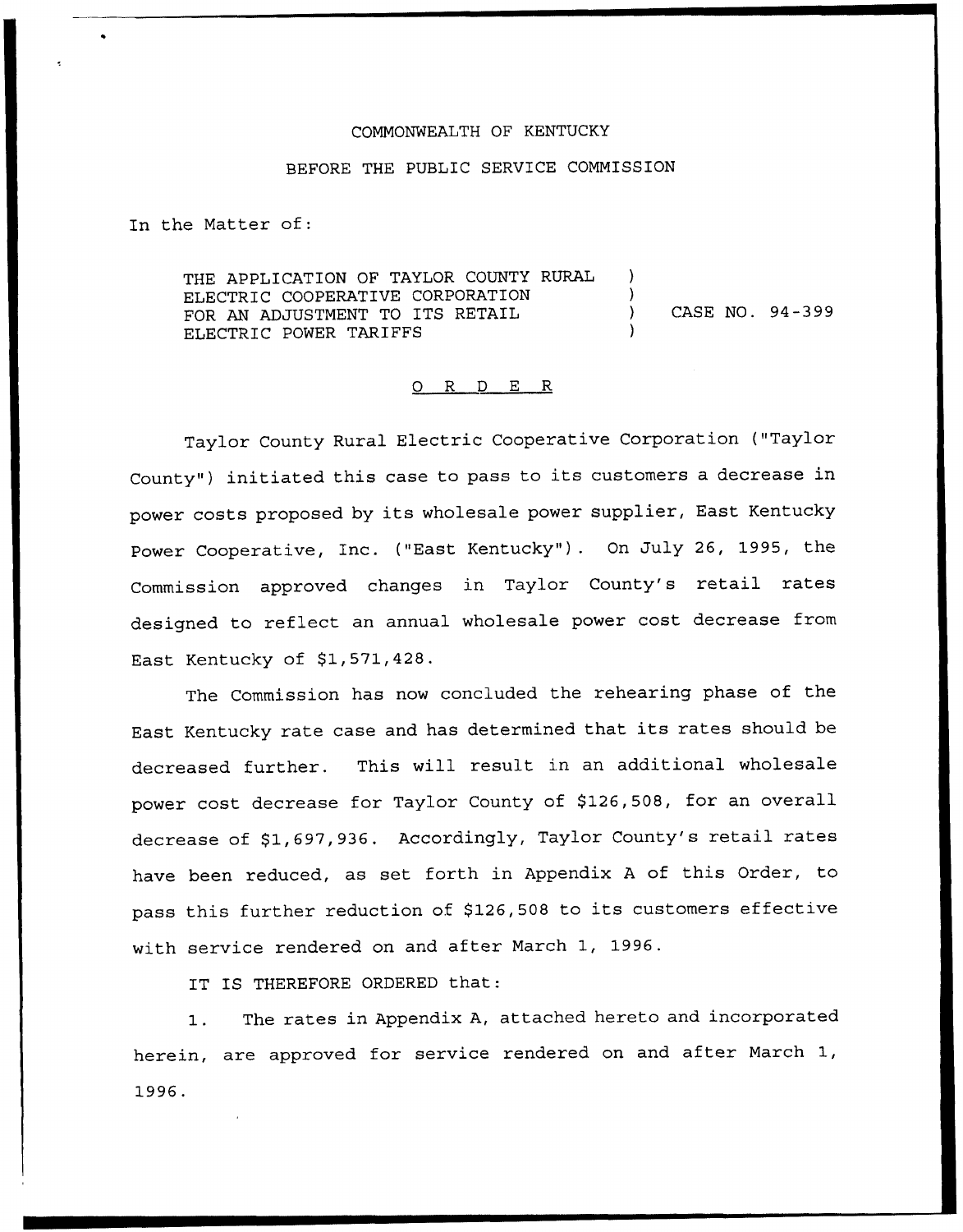COMMONWEALTH OF KENTUCKY

BEFORE THE PUBLIC SERVICE COMMISSION

In the Matter of:

| | | |
|---|---|---|
| THE APPLICATION OF TAYLOR COUNTY RURAL ELECTRIC COOPERATIVE CORPORATION FOR AN ADJUSTMENT TO ITS RETAIL ELECTRIC POWER TARIFFS | ) | CASE NO. 94-399 |

O R D E R

Taylor County Rural Electric Cooperative Corporation ("Taylor County") initiated this case to pass to its customers a decrease in power costs proposed by its wholesale power supplier, East Kentucky Power Cooperative, Inc. ("East Kentucky"). On July 26, 1995, the Commission approved changes in Taylor County's retail rates designed to reflect an annual wholesale power cost decrease from East Kentucky of $1,571,428.

The Commission has now concluded the rehearing phase of the East Kentucky rate case and has determined that its rates should be decreased further. This will result in an additional wholesale power cost decrease for Taylor County of $126,508, for an overall decrease of $1,697,936. Accordingly, Taylor County's retail rates have been reduced, as set forth in Appendix A of this Order, to pass this further reduction of $126,508 to its customers effective with service rendered on and after March 1, 1996.

IT IS THEREFORE ORDERED that:

1. The rates in Appendix A, attached hereto and incorporated herein, are approved for service rendered on and after March 1, 1996.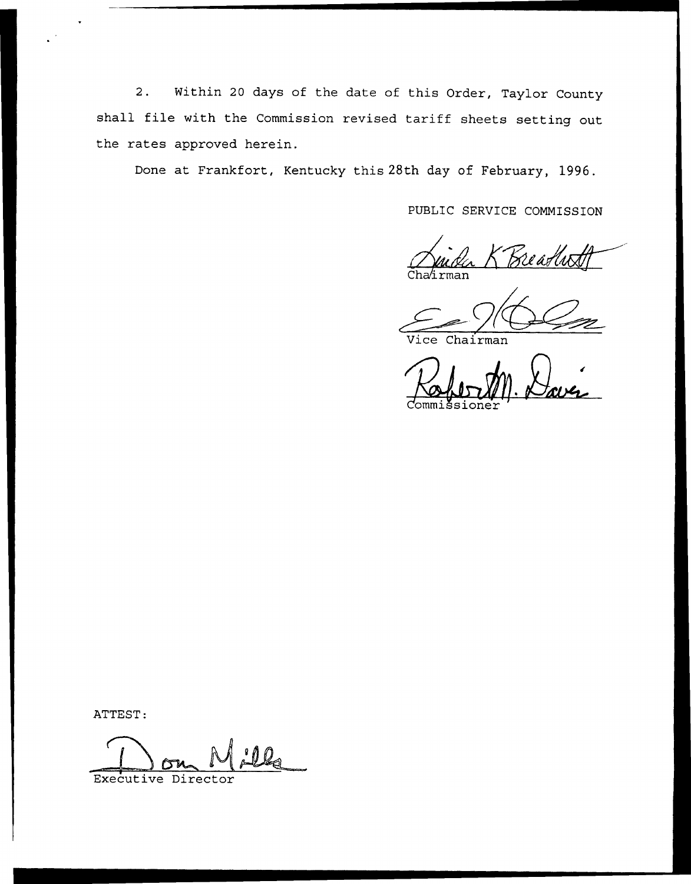2. Within 20 days of the date of this Order, Taylor County shall file with the Commission revised tariff sheets setting out the rates approved herein.

Done at Frankfort, Kentucky this 28th day of February, 1996.

PUBLIC SERVICE COMMISSION

Chairman

Vice Chairman

Commissioner

ATTEST:

Executive Director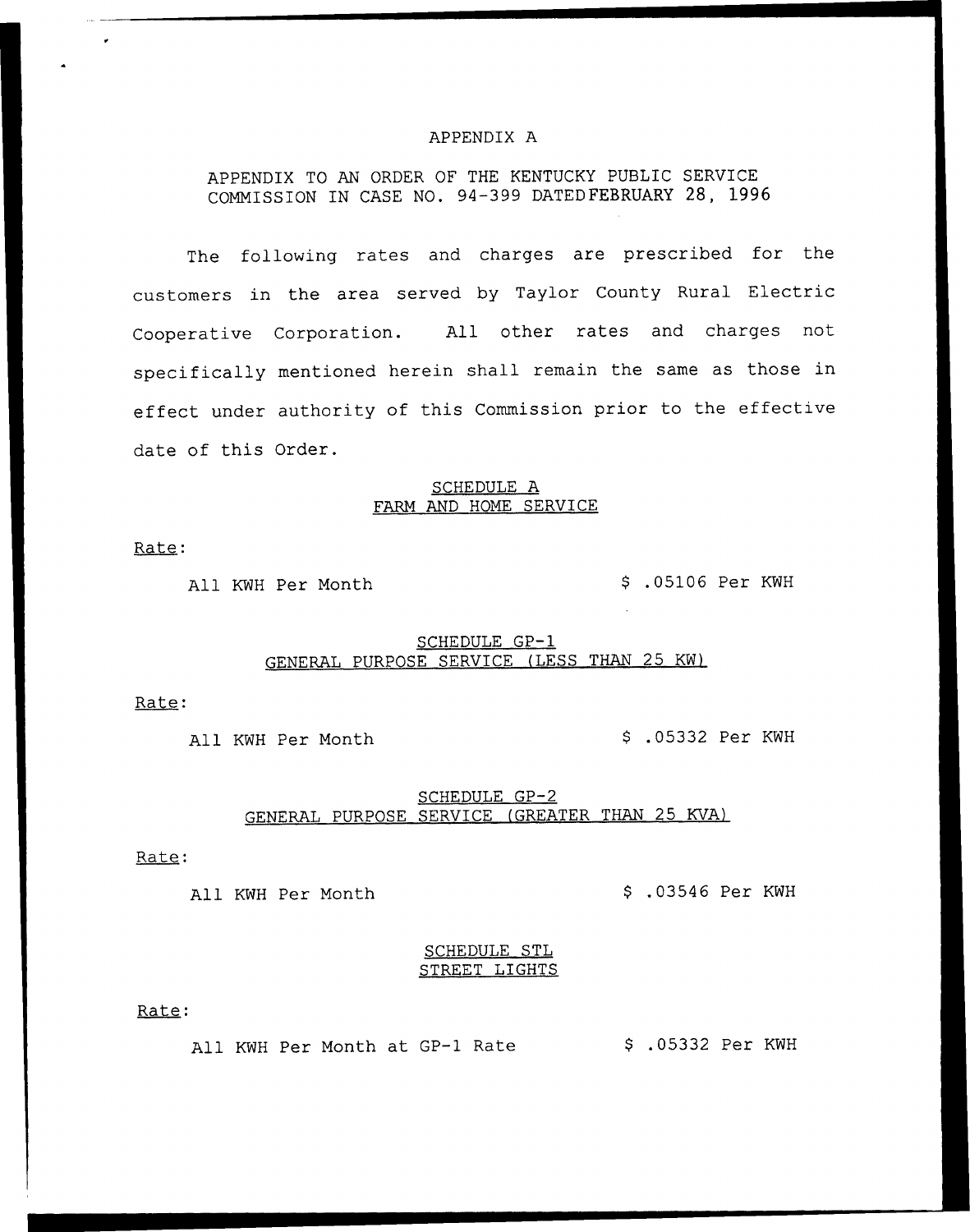# APPENDIX A

APPENDIX TO AN ORDER OF THE KENTUCKY PUBLIC SERVICE COMMISSION IN CASE NO. 94-399 DATED FEBRUARY 28, 1996

The following rates and charges are prescribed for the customers in the area served by Taylor County Rural Electric Cooperative Corporation. All other rates and charges not specifically mentioned herein shall remain the same as those in effect under authority of this Commission prior to the effective date of this Order.

## SCHEDULE A
## FARM AND HOME SERVICE

Rate:

All KWH Per Month $ .05106 Per KWH

## SCHEDULE GP-1
## GENERAL PURPOSE SERVICE (LESS THAN 25 KW)

Rate:

All KWH Per Month $ .05332 Per KWH

## SCHEDULE GP-2
## GENERAL PURPOSE SERVICE (GREATER THAN 25 KVA)

Rate:

All KWH Per Month $ .03546 Per KWH

## SCHEDULE STL
## STREET LIGHTS

Rate:

All KWH Per Month at GP-1 Rate $ .05332 Per KWH